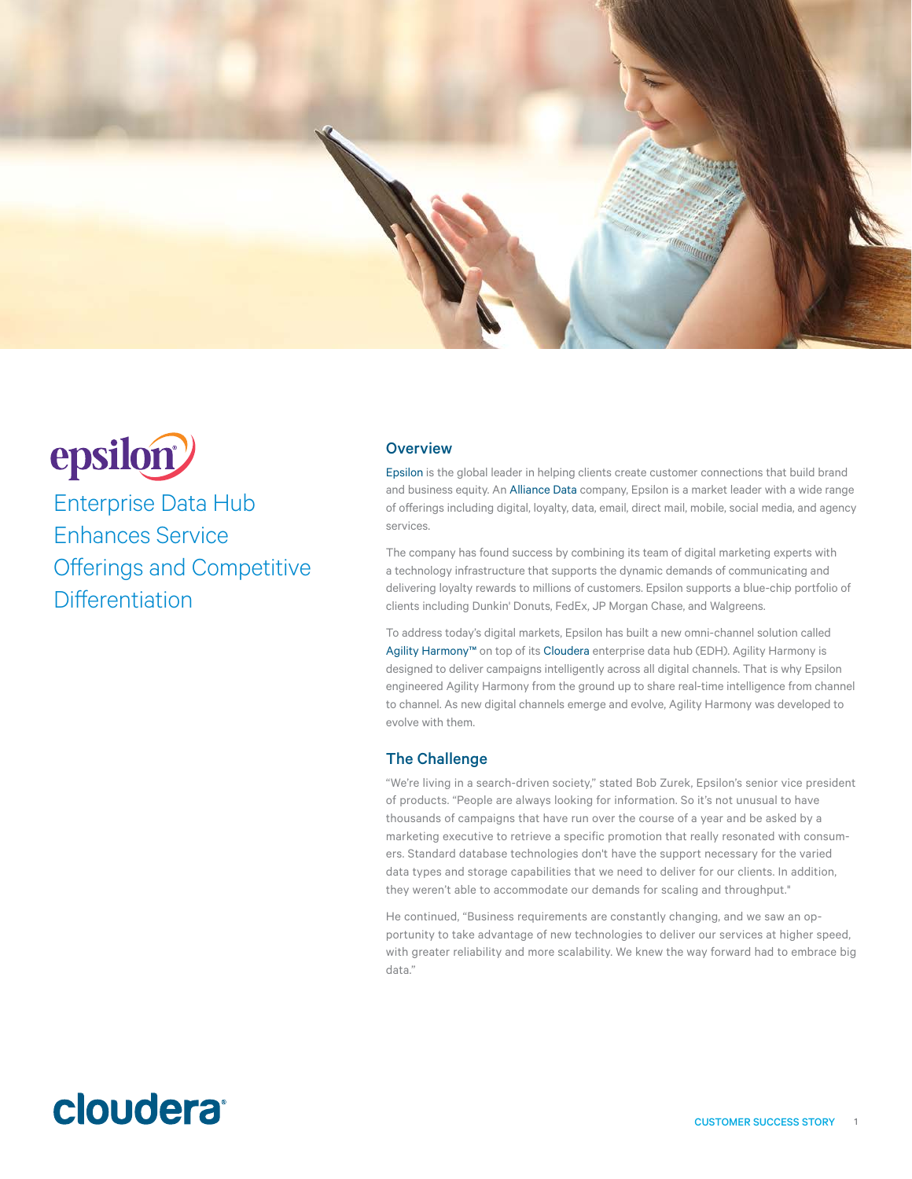epsilon

# Enterprise Data Hub Enhances Service Offerings and Competitive Differentiation

## Overview

Epsilon is the global leader in helping clients create customer connections that build brand and business equity. An Alliance Data company, Epsilon is a market leader with a wide range of offerings including digital, loyalty, data, email, direct mail, mobile, social media, and agency services.

The company has found success by combining its team of digital marketing experts with a technology infrastructure that supports the dynamic demands of communicating and delivering loyalty rewards to millions of customers. Epsilon supports a blue-chip portfolio of clients including Dunkin' Donuts, FedEx, JP Morgan Chase, and Walgreens.

To address today's digital markets, Epsilon has built a new omni-channel solution called Agility Harmony™ on top of its Cloudera enterprise data hub (EDH). Agility Harmony is designed to deliver campaigns intelligently across all digital channels. That is why Epsilon engineered Agility Harmony from the ground up to share real-time intelligence from channel to channel. As new digital channels emerge and evolve, Agility Harmony was developed to evolve with them.

## The Challenge

"We're living in a search-driven society," stated Bob Zurek, Epsilon's senior vice president of products. "People are always looking for information. So it's not unusual to have thousands of campaigns that have run over the course of a year and be asked by a marketing executive to retrieve a specific promotion that really resonated with consumers. Standard database technologies don't have the support necessary for the varied data types and storage capabilities that we need to deliver for our clients. In addition, they weren't able to accommodate our demands for scaling and throughput."

He continued, "Business requirements are constantly changing, and we saw an opportunity to take advantage of new technologies to deliver our services at higher speed, with greater reliability and more scalability. We knew the way forward had to embrace big data."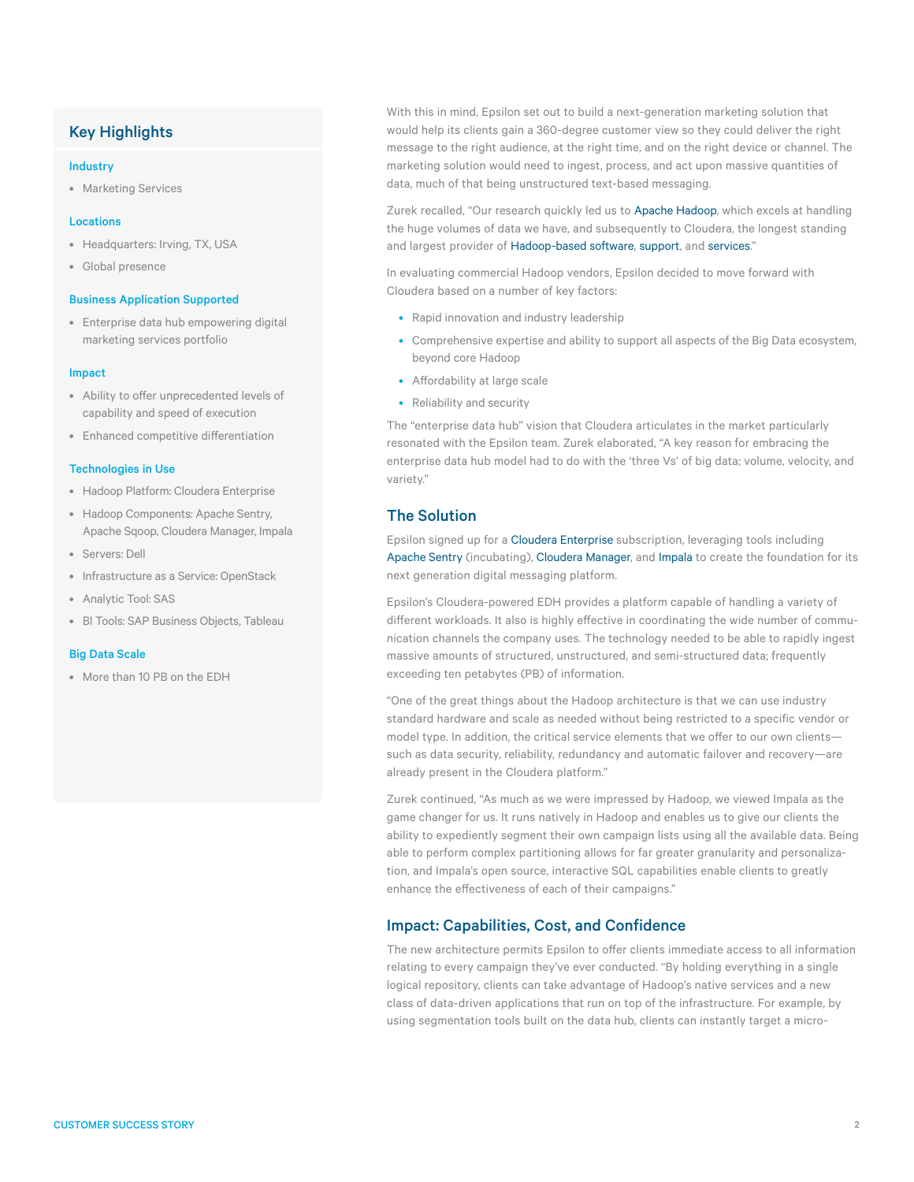## Key Highlights

### Industry

- Marketing Services

### Locations

- Headquarters: Irving, TX, USA
- Global presence

### Business Application Supported

- Enterprise data hub empowering digital marketing services portfolio

### Impact

- Ability to offer unprecedented levels of capability and speed of execution
- Enhanced competitive differentiation

### Technologies in Use

- Hadoop Platform: Cloudera Enterprise
- Hadoop Components: Apache Sentry, Apache Sqoop, Cloudera Manager, Impala
- Servers: Dell
- Infrastructure as a Service: OpenStack
- Analytic Tool: SAS
- BI Tools: SAP Business Objects, Tableau

### Big Data Scale

- More than 10 PB on the EDH

With this in mind, Epsilon set out to build a next-generation marketing solution that would help its clients gain a 360-degree customer view so they could deliver the right message to the right audience, at the right time, and on the right device or channel. The marketing solution would need to ingest, process, and act upon massive quantities of data, much of that being unstructured text-based messaging.

Zurek recalled, "Our research quickly led us to Apache Hadoop, which excels at handling the huge volumes of data we have, and subsequently to Cloudera, the longest standing and largest provider of Hadoop-based software, support, and services."

In evaluating commercial Hadoop vendors, Epsilon decided to move forward with Cloudera based on a number of key factors:

- Rapid innovation and industry leadership
- Comprehensive expertise and ability to support all aspects of the Big Data ecosystem, beyond core Hadoop
- Affordability at large scale
- Reliability and security

The "enterprise data hub" vision that Cloudera articulates in the market particularly resonated with the Epsilon team. Zurek elaborated, "A key reason for embracing the enterprise data hub model had to do with the 'three Vs' of big data; volume, velocity, and variety."

## The Solution

Epsilon signed up for a Cloudera Enterprise subscription, leveraging tools including Apache Sentry (incubating), Cloudera Manager, and Impala to create the foundation for its next generation digital messaging platform.

Epsilon's Cloudera-powered EDH provides a platform capable of handling a variety of different workloads. It also is highly effective in coordinating the wide number of communication channels the company uses. The technology needed to be able to rapidly ingest massive amounts of structured, unstructured, and semi-structured data; frequently exceeding ten petabytes (PB) of information.

"One of the great things about the Hadoop architecture is that we can use industry standard hardware and scale as needed without being restricted to a specific vendor or model type. In addition, the critical service elements that we offer to our own clients—such as data security, reliability, redundancy and automatic failover and recovery—are already present in the Cloudera platform."

Zurek continued, "As much as we were impressed by Hadoop, we viewed Impala as the game changer for us. It runs natively in Hadoop and enables us to give our clients the ability to expediently segment their own campaign lists using all the available data. Being able to perform complex partitioning allows for far greater granularity and personalization, and Impala's open source, interactive SQL capabilities enable clients to greatly enhance the effectiveness of each of their campaigns."

## Impact: Capabilities, Cost, and Confidence

The new architecture permits Epsilon to offer clients immediate access to all information relating to every campaign they've ever conducted. "By holding everything in a single logical repository, clients can take advantage of Hadoop's native services and a new class of data-driven applications that run on top of the infrastructure. For example, by using segmentation tools built on the data hub, clients can instantly target a micro-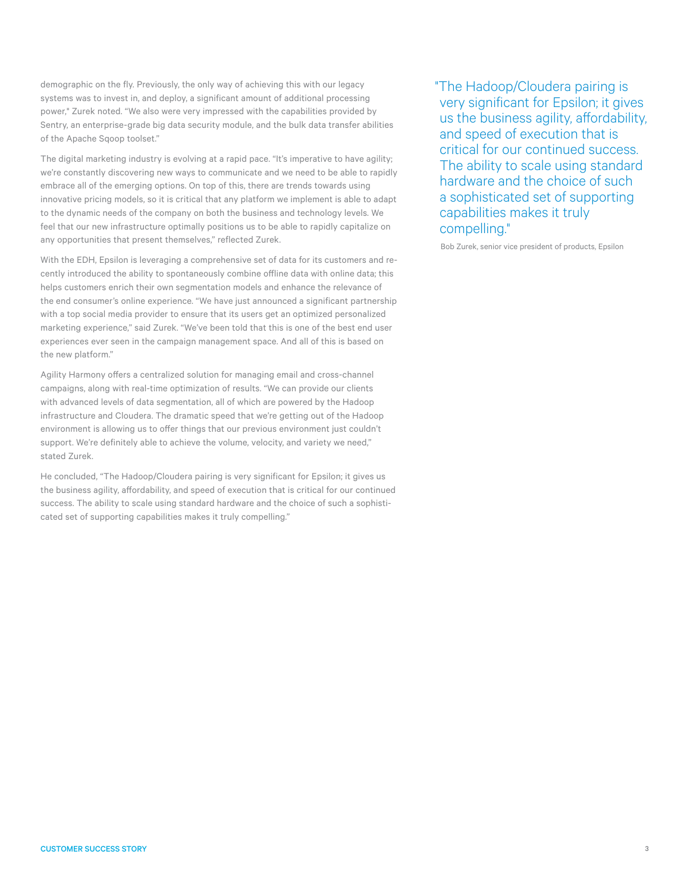demographic on the fly. Previously, the only way of achieving this with our legacy systems was to invest in, and deploy, a significant amount of additional processing power," Zurek noted. "We also were very impressed with the capabilities provided by Sentry, an enterprise-grade big data security module, and the bulk data transfer abilities of the Apache Sqoop toolset."

The digital marketing industry is evolving at a rapid pace. "It's imperative to have agility; we're constantly discovering new ways to communicate and we need to be able to rapidly embrace all of the emerging options. On top of this, there are trends towards using innovative pricing models, so it is critical that any platform we implement is able to adapt to the dynamic needs of the company on both the business and technology levels. We feel that our new infrastructure optimally positions us to be able to rapidly capitalize on any opportunities that present themselves," reflected Zurek.

With the EDH, Epsilon is leveraging a comprehensive set of data for its customers and recently introduced the ability to spontaneously combine offline data with online data; this helps customers enrich their own segmentation models and enhance the relevance of the end consumer's online experience. "We have just announced a significant partnership with a top social media provider to ensure that its users get an optimized personalized marketing experience," said Zurek. "We've been told that this is one of the best end user experiences ever seen in the campaign management space. And all of this is based on the new platform."

Agility Harmony offers a centralized solution for managing email and cross-channel campaigns, along with real-time optimization of results. "We can provide our clients with advanced levels of data segmentation, all of which are powered by the Hadoop infrastructure and Cloudera. The dramatic speed that we're getting out of the Hadoop environment is allowing us to offer things that our previous environment just couldn't support. We're definitely able to achieve the volume, velocity, and variety we need," stated Zurek.

He concluded, "The Hadoop/Cloudera pairing is very significant for Epsilon; it gives us the business agility, affordability, and speed of execution that is critical for our continued success. The ability to scale using standard hardware and the choice of such a sophisticated set of supporting capabilities makes it truly compelling."

> "The Hadoop/Cloudera pairing is very significant for Epsilon; it gives us the business agility, affordability, and speed of execution that is critical for our continued success. The ability to scale using standard hardware and the choice of such a sophisticated set of supporting capabilities makes it truly compelling."
>
> Bob Zurek, senior vice president of products, Epsilon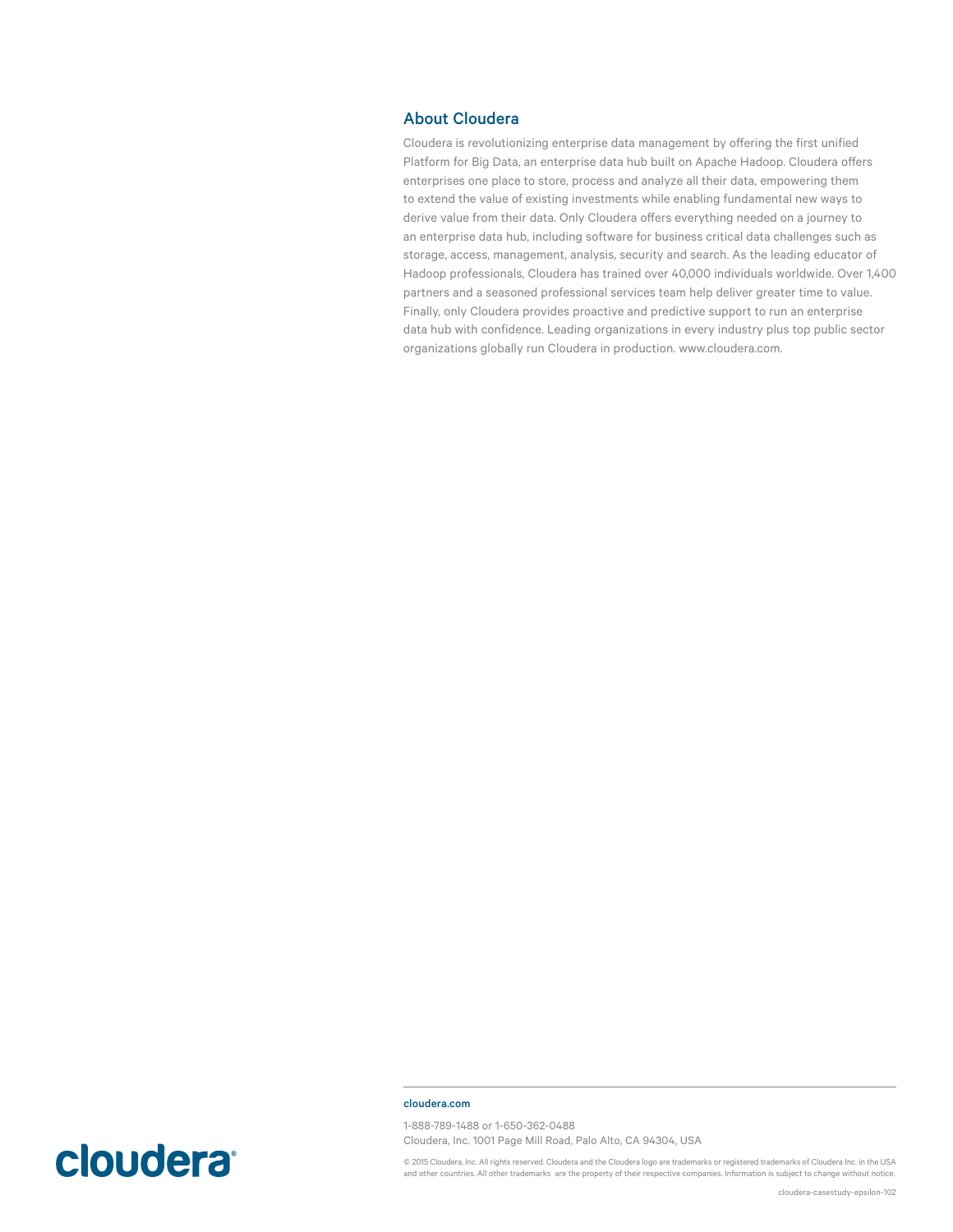## About Cloudera

Cloudera is revolutionizing enterprise data management by offering the first unified Platform for Big Data, an enterprise data hub built on Apache Hadoop. Cloudera offers enterprises one place to store, process and analyze all their data, empowering them to extend the value of existing investments while enabling fundamental new ways to derive value from their data. Only Cloudera offers everything needed on a journey to an enterprise data hub, including software for business critical data challenges such as storage, access, management, analysis, security and search. As the leading educator of Hadoop professionals, Cloudera has trained over 40,000 individuals worldwide. Over 1,400 partners and a seasoned professional services team help deliver greater time to value. Finally, only Cloudera provides proactive and predictive support to run an enterprise data hub with confidence. Leading organizations in every industry plus top public sector organizations globally run Cloudera in production. www.cloudera.com.

cloudera

**cloudera.com**

1-888-789-1488 or 1-650-362-0488
Cloudera, Inc. 1001 Page Mill Road, Palo Alto, CA 94304, USA

© 2015 Cloudera, Inc. All rights reserved. Cloudera and the Cloudera logo are trademarks or registered trademarks of Cloudera Inc. in the USA and other countries. All other trademarks are the property of their respective companies. Information is subject to change without notice.

cloudera-casestudy-epsilon-102